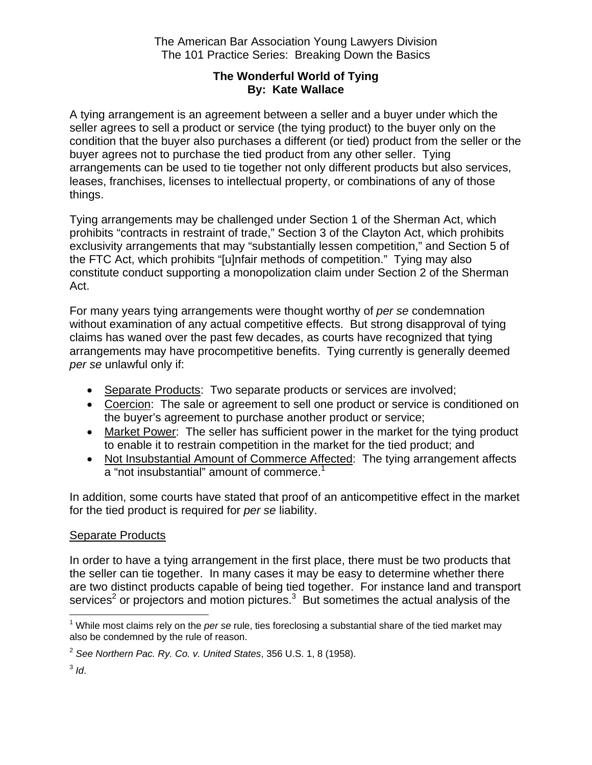The American Bar Association Young Lawyers Division
The 101 Practice Series: Breaking Down the Basics

# The Wonderful World of Tying
**By: Kate Wallace**

A tying arrangement is an agreement between a seller and a buyer under which the seller agrees to sell a product or service (the tying product) to the buyer only on the condition that the buyer also purchases a different (or tied) product from the seller or the buyer agrees not to purchase the tied product from any other seller. Tying arrangements can be used to tie together not only different products but also services, leases, franchises, licenses to intellectual property, or combinations of any of those things.

Tying arrangements may be challenged under Section 1 of the Sherman Act, which prohibits "contracts in restraint of trade," Section 3 of the Clayton Act, which prohibits exclusivity arrangements that may "substantially lessen competition," and Section 5 of the FTC Act, which prohibits "[u]nfair methods of competition." Tying may also constitute conduct supporting a monopolization claim under Section 2 of the Sherman Act.

For many years tying arrangements were thought worthy of *per se* condemnation without examination of any actual competitive effects. But strong disapproval of tying claims has waned over the past few decades, as courts have recognized that tying arrangements may have procompetitive benefits. Tying currently is generally deemed *per se* unlawful only if:

- Separate Products: Two separate products or services are involved;
- Coercion: The sale or agreement to sell one product or service is conditioned on the buyer's agreement to purchase another product or service;
- Market Power: The seller has sufficient power in the market for the tying product to enable it to restrain competition in the market for the tied product; and
- Not Insubstantial Amount of Commerce Affected: The tying arrangement affects a "not insubstantial" amount of commerce.[1]

In addition, some courts have stated that proof of an anticompetitive effect in the market for the tied product is required for *per se* liability.

## Separate Products

In order to have a tying arrangement in the first place, there must be two products that the seller can tie together. In many cases it may be easy to determine whether there are two distinct products capable of being tied together. For instance land and transport services[2] or projectors and motion pictures.[3] But sometimes the actual analysis of the

---

[1] While most claims rely on the *per se* rule, ties foreclosing a substantial share of the tied market may also be condemned by the rule of reason.

[2] *See Northern Pac. Ry. Co. v. United States*, 356 U.S. 1, 8 (1958).

[3] *Id*.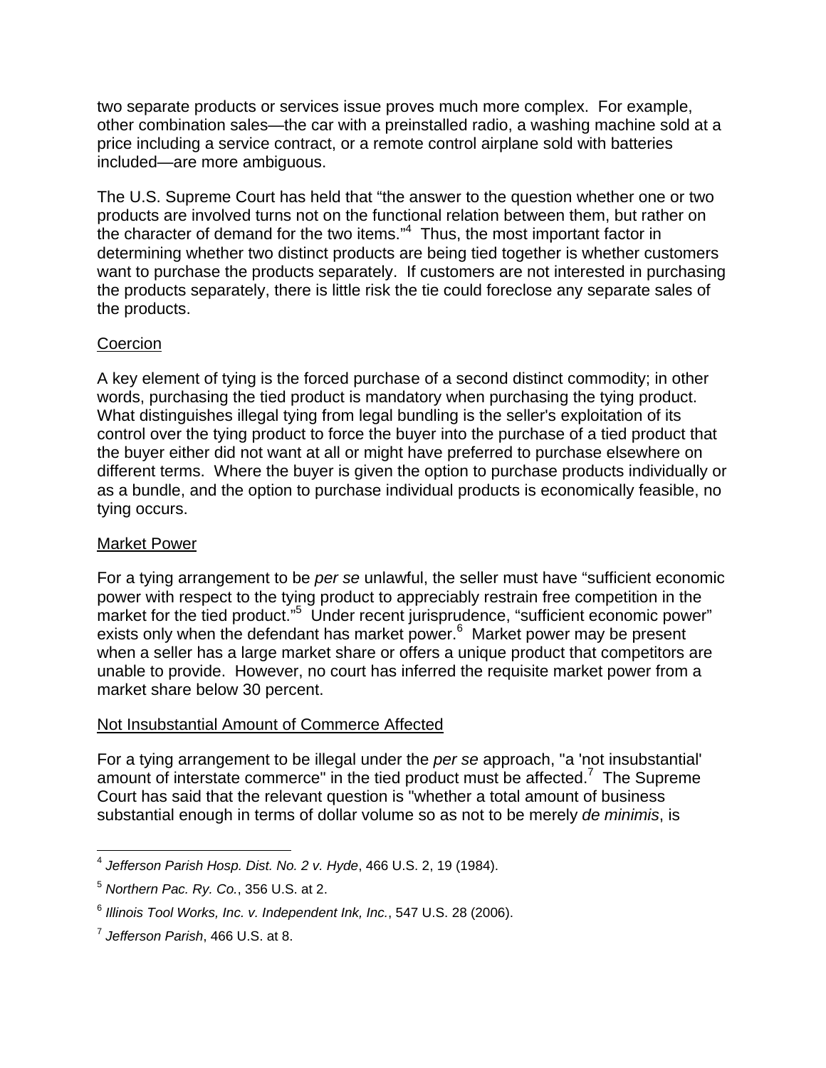two separate products or services issue proves much more complex. For example, other combination sales—the car with a preinstalled radio, a washing machine sold at a price including a service contract, or a remote control airplane sold with batteries included—are more ambiguous.

The U.S. Supreme Court has held that "the answer to the question whether one or two products are involved turns not on the functional relation between them, but rather on the character of demand for the two items."[4] Thus, the most important factor in determining whether two distinct products are being tied together is whether customers want to purchase the products separately. If customers are not interested in purchasing the products separately, there is little risk the tie could foreclose any separate sales of the products.

Coercion

A key element of tying is the forced purchase of a second distinct commodity; in other words, purchasing the tied product is mandatory when purchasing the tying product. What distinguishes illegal tying from legal bundling is the seller's exploitation of its control over the tying product to force the buyer into the purchase of a tied product that the buyer either did not want at all or might have preferred to purchase elsewhere on different terms. Where the buyer is given the option to purchase products individually or as a bundle, and the option to purchase individual products is economically feasible, no tying occurs.

Market Power

For a tying arrangement to be *per se* unlawful, the seller must have "sufficient economic power with respect to the tying product to appreciably restrain free competition in the market for the tied product."[5] Under recent jurisprudence, "sufficient economic power" exists only when the defendant has market power.[6] Market power may be present when a seller has a large market share or offers a unique product that competitors are unable to provide. However, no court has inferred the requisite market power from a market share below 30 percent.

Not Insubstantial Amount of Commerce Affected

For a tying arrangement to be illegal under the *per se* approach, "a 'not insubstantial' amount of interstate commerce" in the tied product must be affected.[7] The Supreme Court has said that the relevant question is "whether a total amount of business substantial enough in terms of dollar volume so as not to be merely *de minimis*, is

---

[4] *Jefferson Parish Hosp. Dist. No. 2 v. Hyde*, 466 U.S. 2, 19 (1984).

[5] *Northern Pac. Ry. Co.*, 356 U.S. at 2.

[6] *Illinois Tool Works, Inc. v. Independent Ink, Inc.*, 547 U.S. 28 (2006).

[7] *Jefferson Parish*, 466 U.S. at 8.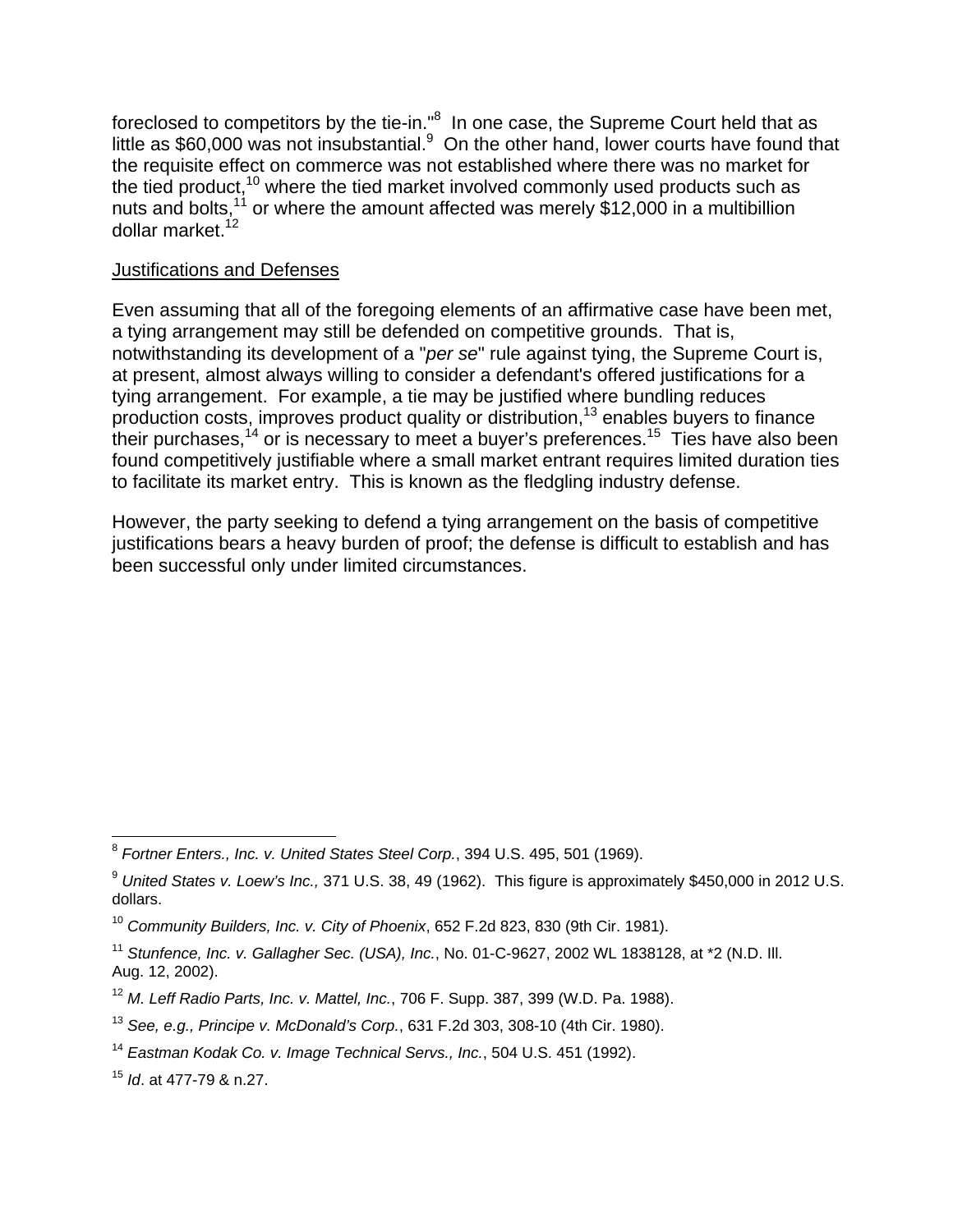foreclosed to competitors by the tie-in."[8] In one case, the Supreme Court held that as little as $60,000 was not insubstantial.[9] On the other hand, lower courts have found that the requisite effect on commerce was not established where there was no market for the tied product,[10] where the tied market involved commonly used products such as nuts and bolts,[11] or where the amount affected was merely $12,000 in a multibillion dollar market.[12]

<u>Justifications and Defenses</u>

Even assuming that all of the foregoing elements of an affirmative case have been met, a tying arrangement may still be defended on competitive grounds. That is, notwithstanding its development of a "*per se*" rule against tying, the Supreme Court is, at present, almost always willing to consider a defendant's offered justifications for a tying arrangement. For example, a tie may be justified where bundling reduces production costs, improves product quality or distribution,[13] enables buyers to finance their purchases,[14] or is necessary to meet a buyer's preferences.[15] Ties have also been found competitively justifiable where a small market entrant requires limited duration ties to facilitate its market entry. This is known as the fledgling industry defense.

However, the party seeking to defend a tying arrangement on the basis of competitive justifications bears a heavy burden of proof; the defense is difficult to establish and has been successful only under limited circumstances.

---

[8] *Fortner Enters., Inc. v. United States Steel Corp.*, 394 U.S. 495, 501 (1969).

[9] *United States v. Loew's Inc.,* 371 U.S. 38, 49 (1962). This figure is approximately $450,000 in 2012 U.S. dollars.

[10] *Community Builders, Inc. v. City of Phoenix*, 652 F.2d 823, 830 (9th Cir. 1981).

[11] *Stunfence, Inc. v. Gallagher Sec. (USA), Inc.*, No. 01-C-9627, 2002 WL 1838128, at *2 (N.D. Ill. Aug. 12, 2002).

[12] *M. Leff Radio Parts, Inc. v. Mattel, Inc.*, 706 F. Supp. 387, 399 (W.D. Pa. 1988).

[13] *See, e.g., Principe v. McDonald's Corp.*, 631 F.2d 303, 308-10 (4th Cir. 1980).

[14] *Eastman Kodak Co. v. Image Technical Servs., Inc.*, 504 U.S. 451 (1992).

[15] *Id*. at 477-79 & n.27.